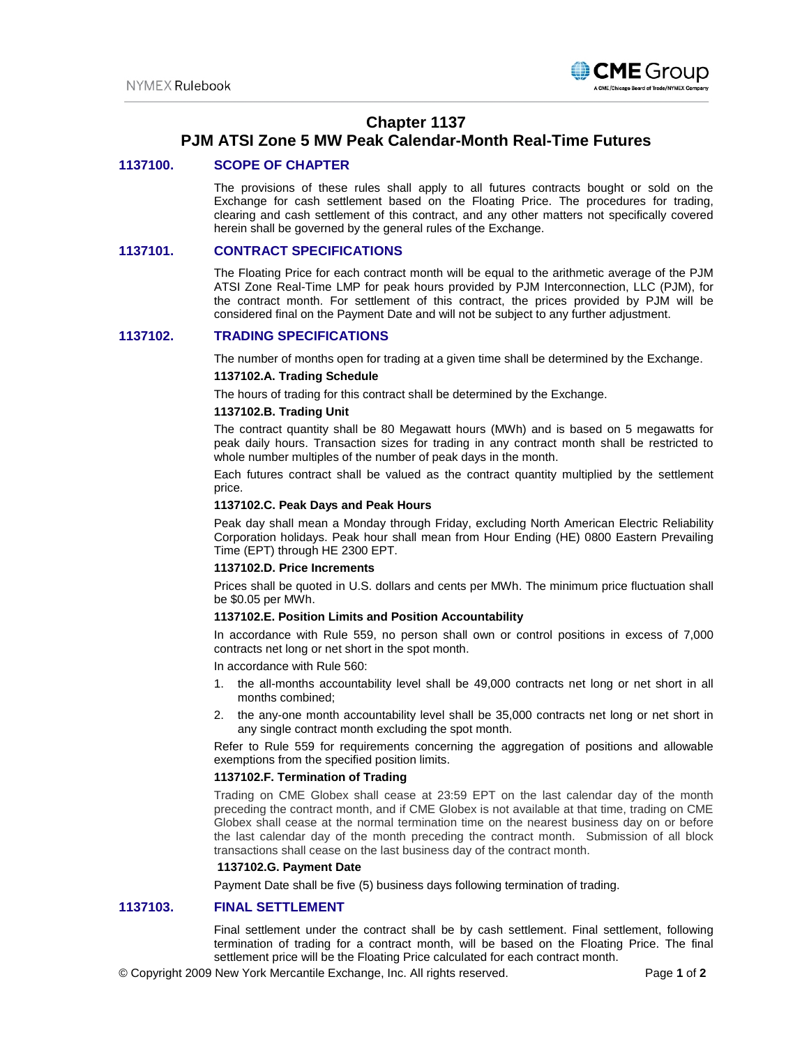# Chapter 1137
# PJM ATSI Zone 5 MW Peak Calendar-Month Real-Time Futures

## 1137100. SCOPE OF CHAPTER

The provisions of these rules shall apply to all futures contracts bought or sold on the Exchange for cash settlement based on the Floating Price. The procedures for trading, clearing and cash settlement of this contract, and any other matters not specifically covered herein shall be governed by the general rules of the Exchange.

## 1137101. CONTRACT SPECIFICATIONS

The Floating Price for each contract month will be equal to the arithmetic average of the PJM ATSI Zone Real-Time LMP for peak hours provided by PJM Interconnection, LLC (PJM), for the contract month. For settlement of this contract, the prices provided by PJM will be considered final on the Payment Date and will not be subject to any further adjustment.

## 1137102. TRADING SPECIFICATIONS

The number of months open for trading at a given time shall be determined by the Exchange.

### 1137102.A. Trading Schedule

The hours of trading for this contract shall be determined by the Exchange.

### 1137102.B. Trading Unit

The contract quantity shall be 80 Megawatt hours (MWh) and is based on 5 megawatts for peak daily hours. Transaction sizes for trading in any contract month shall be restricted to whole number multiples of the number of peak days in the month.

Each futures contract shall be valued as the contract quantity multiplied by the settlement price.

### 1137102.C. Peak Days and Peak Hours

Peak day shall mean a Monday through Friday, excluding North American Electric Reliability Corporation holidays. Peak hour shall mean from Hour Ending (HE) 0800 Eastern Prevailing Time (EPT) through HE 2300 EPT.

### 1137102.D. Price Increments

Prices shall be quoted in U.S. dollars and cents per MWh. The minimum price fluctuation shall be $0.05 per MWh.

### 1137102.E. Position Limits and Position Accountability

In accordance with Rule 559, no person shall own or control positions in excess of 7,000 contracts net long or net short in the spot month.

In accordance with Rule 560:

1. the all-months accountability level shall be 49,000 contracts net long or net short in all months combined;
2. the any-one month accountability level shall be 35,000 contracts net long or net short in any single contract month excluding the spot month.

Refer to Rule 559 for requirements concerning the aggregation of positions and allowable exemptions from the specified position limits.

### 1137102.F. Termination of Trading

Trading on CME Globex shall cease at 23:59 EPT on the last calendar day of the month preceding the contract month, and if CME Globex is not available at that time, trading on CME Globex shall cease at the normal termination time on the nearest business day on or before the last calendar day of the month preceding the contract month. Submission of all block transactions shall cease on the last business day of the contract month.

### 1137102.G. Payment Date

Payment Date shall be five (5) business days following termination of trading.

## 1137103. FINAL SETTLEMENT

Final settlement under the contract shall be by cash settlement. Final settlement, following termination of trading for a contract month, will be based on the Floating Price. The final settlement price will be the Floating Price calculated for each contract month.

© Copyright 2009 New York Mercantile Exchange, Inc. All rights reserved.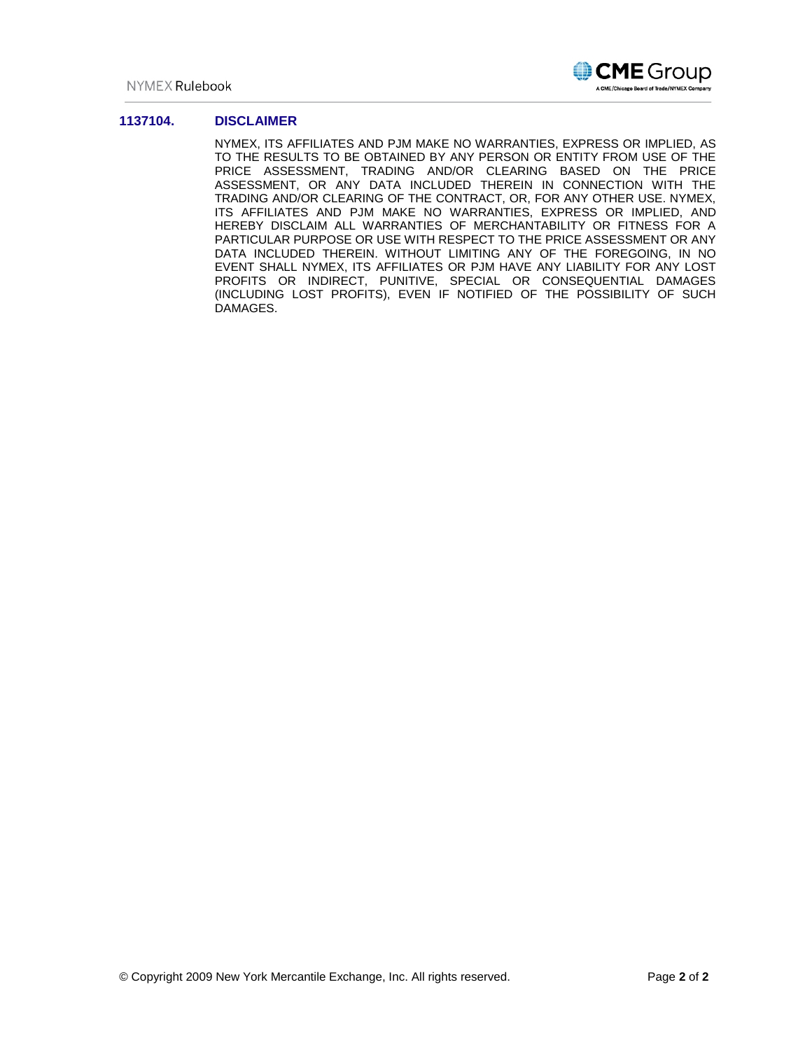### 1137104. DISCLAIMER

NYMEX, ITS AFFILIATES AND PJM MAKE NO WARRANTIES, EXPRESS OR IMPLIED, AS TO THE RESULTS TO BE OBTAINED BY ANY PERSON OR ENTITY FROM USE OF THE PRICE ASSESSMENT, TRADING AND/OR CLEARING BASED ON THE PRICE ASSESSMENT, OR ANY DATA INCLUDED THEREIN IN CONNECTION WITH THE TRADING AND/OR CLEARING OF THE CONTRACT, OR, FOR ANY OTHER USE. NYMEX, ITS AFFILIATES AND PJM MAKE NO WARRANTIES, EXPRESS OR IMPLIED, AND HEREBY DISCLAIM ALL WARRANTIES OF MERCHANTABILITY OR FITNESS FOR A PARTICULAR PURPOSE OR USE WITH RESPECT TO THE PRICE ASSESSMENT OR ANY DATA INCLUDED THEREIN. WITHOUT LIMITING ANY OF THE FOREGOING, IN NO EVENT SHALL NYMEX, ITS AFFILIATES OR PJM HAVE ANY LIABILITY FOR ANY LOST PROFITS OR INDIRECT, PUNITIVE, SPECIAL OR CONSEQUENTIAL DAMAGES (INCLUDING LOST PROFITS), EVEN IF NOTIFIED OF THE POSSIBILITY OF SUCH DAMAGES.